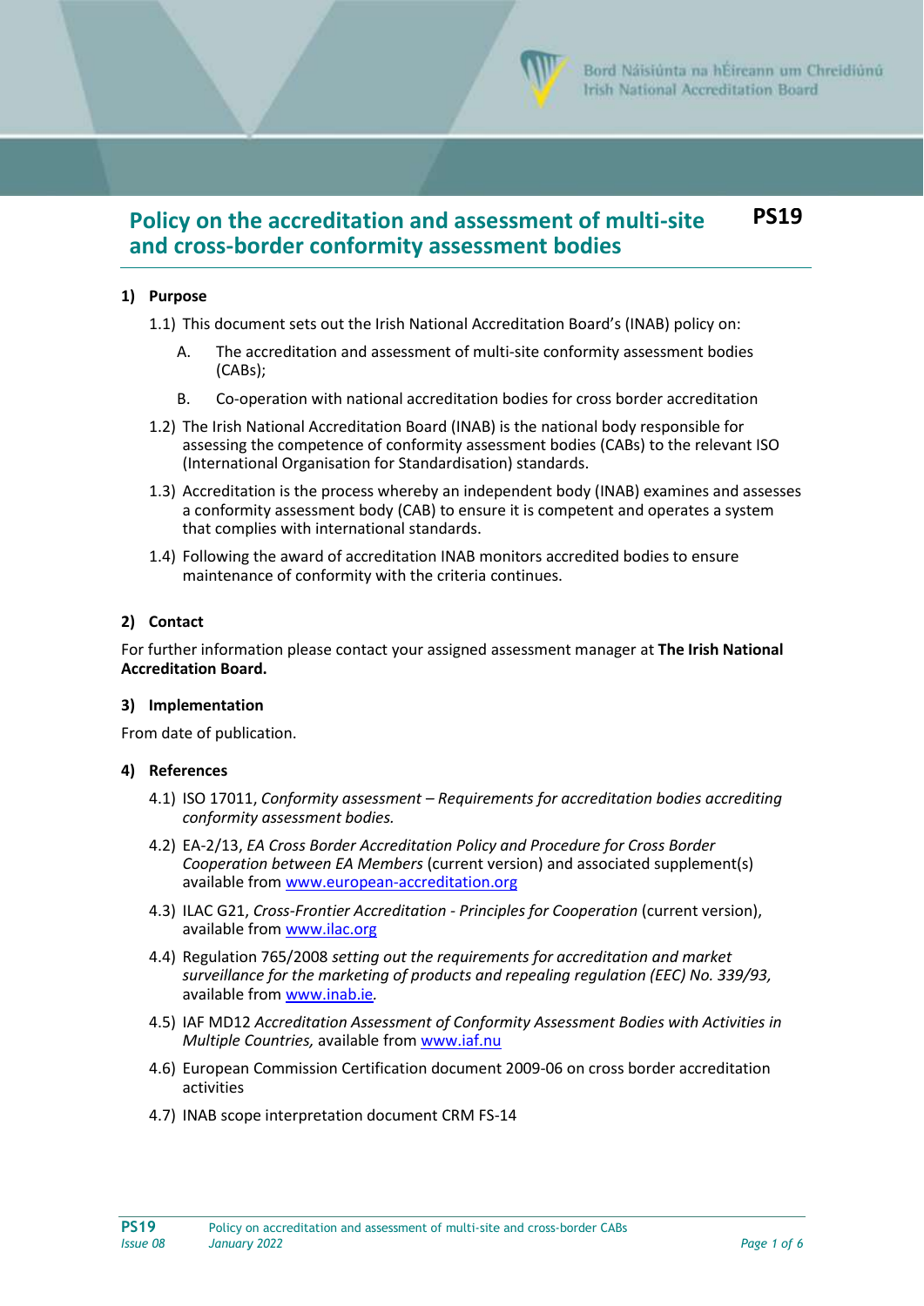# Policy on the accreditation and assessment of multi-site and cross-border conformity assessment bodies

**PS19**

## 1) Purpose

1.1) This document sets out the Irish National Accreditation Board's (INAB) policy on:

A. The accreditation and assessment of multi-site conformity assessment bodies (CABs);

B. Co-operation with national accreditation bodies for cross border accreditation

1.2) The Irish National Accreditation Board (INAB) is the national body responsible for assessing the competence of conformity assessment bodies (CABs) to the relevant ISO (International Organisation for Standardisation) standards.

1.3) Accreditation is the process whereby an independent body (INAB) examines and assesses a conformity assessment body (CAB) to ensure it is competent and operates a system that complies with international standards.

1.4) Following the award of accreditation INAB monitors accredited bodies to ensure maintenance of conformity with the criteria continues.

## 2) Contact

For further information please contact your assigned assessment manager at **The Irish National Accreditation Board.**

## 3) Implementation

From date of publication.

## 4) References

4.1) ISO 17011, *Conformity assessment – Requirements for accreditation bodies accrediting conformity assessment bodies.*

4.2) EA-2/13, *EA Cross Border Accreditation Policy and Procedure for Cross Border Cooperation between EA Members* (current version) and associated supplement(s) available from www.european-accreditation.org

4.3) ILAC G21, *Cross-Frontier Accreditation - Principles for Cooperation* (current version), available from www.ilac.org

4.4) Regulation 765/2008 *setting out the requirements for accreditation and market surveillance for the marketing of products and repealing regulation (EEC) No. 339/93,* available from www.inab.ie.

4.5) IAF MD12 *Accreditation Assessment of Conformity Assessment Bodies with Activities in Multiple Countries,* available from www.iaf.nu

4.6) European Commission Certification document 2009-06 on cross border accreditation activities

4.7) INAB scope interpretation document CRM FS-14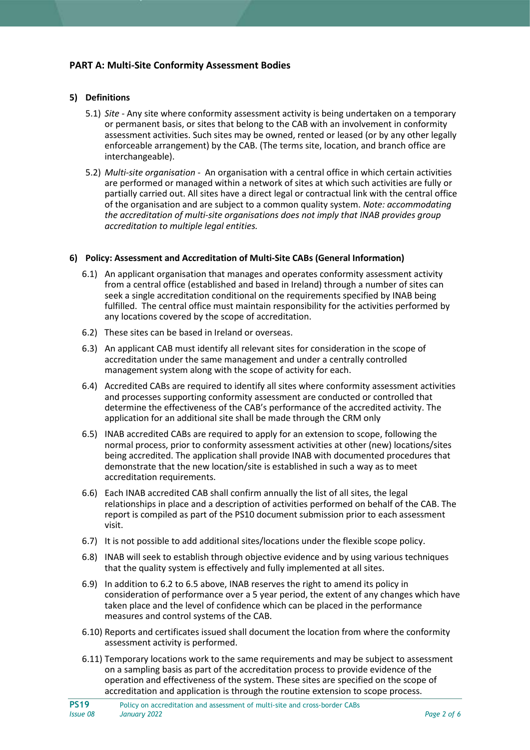## PART A: Multi-Site Conformity Assessment Bodies

### 5) Definitions

5.1) *Site* - Any site where conformity assessment activity is being undertaken on a temporary or permanent basis, or sites that belong to the CAB with an involvement in conformity assessment activities. Such sites may be owned, rented or leased (or by any other legally enforceable arrangement) by the CAB. (The terms site, location, and branch office are interchangeable).

5.2) *Multi-site organisation* - An organisation with a central office in which certain activities are performed or managed within a network of sites at which such activities are fully or partially carried out. All sites have a direct legal or contractual link with the central office of the organisation and are subject to a common quality system. *Note: accommodating the accreditation of multi-site organisations does not imply that INAB provides group accreditation to multiple legal entities.*

### 6) Policy: Assessment and Accreditation of Multi-Site CABs (General Information)

6.1) An applicant organisation that manages and operates conformity assessment activity from a central office (established and based in Ireland) through a number of sites can seek a single accreditation conditional on the requirements specified by INAB being fulfilled. The central office must maintain responsibility for the activities performed by any locations covered by the scope of accreditation.

6.2) These sites can be based in Ireland or overseas.

6.3) An applicant CAB must identify all relevant sites for consideration in the scope of accreditation under the same management and under a centrally controlled management system along with the scope of activity for each.

6.4) Accredited CABs are required to identify all sites where conformity assessment activities and processes supporting conformity assessment are conducted or controlled that determine the effectiveness of the CAB's performance of the accredited activity. The application for an additional site shall be made through the CRM only

6.5) INAB accredited CABs are required to apply for an extension to scope, following the normal process, prior to conformity assessment activities at other (new) locations/sites being accredited. The application shall provide INAB with documented procedures that demonstrate that the new location/site is established in such a way as to meet accreditation requirements.

6.6) Each INAB accredited CAB shall confirm annually the list of all sites, the legal relationships in place and a description of activities performed on behalf of the CAB. The report is compiled as part of the PS10 document submission prior to each assessment visit.

6.7) It is not possible to add additional sites/locations under the flexible scope policy.

6.8) INAB will seek to establish through objective evidence and by using various techniques that the quality system is effectively and fully implemented at all sites.

6.9) In addition to 6.2 to 6.5 above, INAB reserves the right to amend its policy in consideration of performance over a 5 year period, the extent of any changes which have taken place and the level of confidence which can be placed in the performance measures and control systems of the CAB.

6.10) Reports and certificates issued shall document the location from where the conformity assessment activity is performed.

6.11) Temporary locations work to the same requirements and may be subject to assessment on a sampling basis as part of the accreditation process to provide evidence of the operation and effectiveness of the system. These sites are specified on the scope of accreditation and application is through the routine extension to scope process.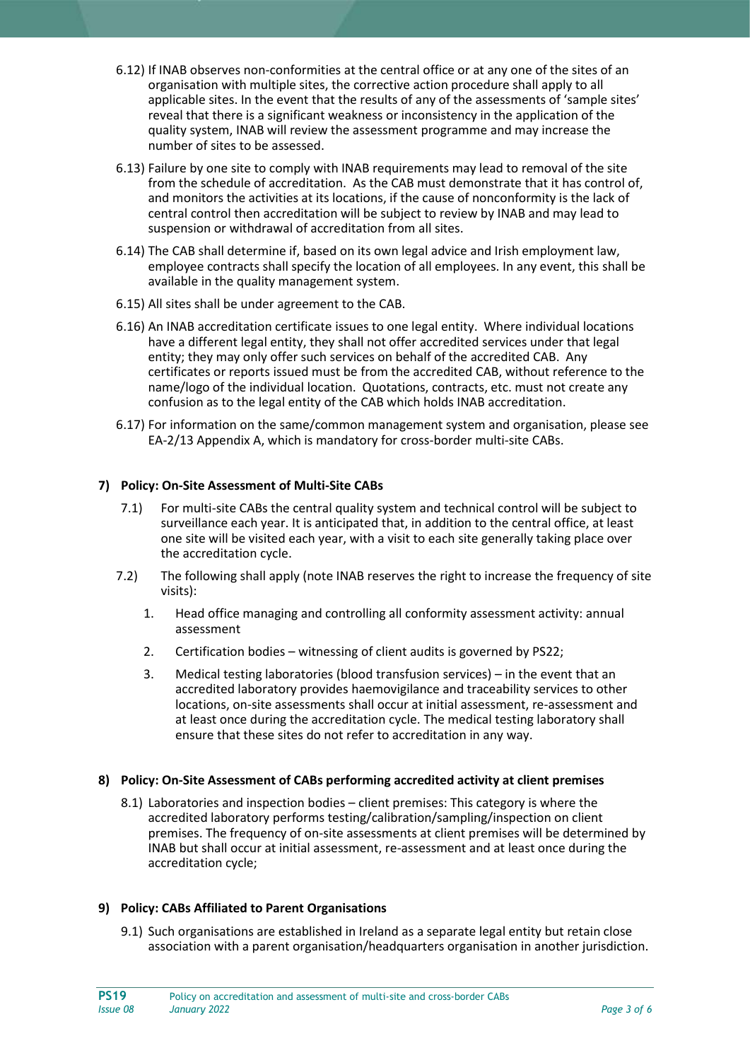6.12) If INAB observes non-conformities at the central office or at any one of the sites of an organisation with multiple sites, the corrective action procedure shall apply to all applicable sites. In the event that the results of any of the assessments of 'sample sites' reveal that there is a significant weakness or inconsistency in the application of the quality system, INAB will review the assessment programme and may increase the number of sites to be assessed.

6.13) Failure by one site to comply with INAB requirements may lead to removal of the site from the schedule of accreditation. As the CAB must demonstrate that it has control of, and monitors the activities at its locations, if the cause of nonconformity is the lack of central control then accreditation will be subject to review by INAB and may lead to suspension or withdrawal of accreditation from all sites.

6.14) The CAB shall determine if, based on its own legal advice and Irish employment law, employee contracts shall specify the location of all employees. In any event, this shall be available in the quality management system.

6.15) All sites shall be under agreement to the CAB.

6.16) An INAB accreditation certificate issues to one legal entity. Where individual locations have a different legal entity, they shall not offer accredited services under that legal entity; they may only offer such services on behalf of the accredited CAB. Any certificates or reports issued must be from the accredited CAB, without reference to the name/logo of the individual location. Quotations, contracts, etc. must not create any confusion as to the legal entity of the CAB which holds INAB accreditation.

6.17) For information on the same/common management system and organisation, please see EA-2/13 Appendix A, which is mandatory for cross-border multi-site CABs.

## 7) Policy: On-Site Assessment of Multi-Site CABs

7.1) For multi-site CABs the central quality system and technical control will be subject to surveillance each year. It is anticipated that, in addition to the central office, at least one site will be visited each year, with a visit to each site generally taking place over the accreditation cycle.

7.2) The following shall apply (note INAB reserves the right to increase the frequency of site visits):

1. Head office managing and controlling all conformity assessment activity: annual assessment
2. Certification bodies – witnessing of client audits is governed by PS22;
3. Medical testing laboratories (blood transfusion services) – in the event that an accredited laboratory provides haemovigilance and traceability services to other locations, on-site assessments shall occur at initial assessment, re-assessment and at least once during the accreditation cycle. The medical testing laboratory shall ensure that these sites do not refer to accreditation in any way.

## 8) Policy: On-Site Assessment of CABs performing accredited activity at client premises

8.1) Laboratories and inspection bodies – client premises: This category is where the accredited laboratory performs testing/calibration/sampling/inspection on client premises. The frequency of on-site assessments at client premises will be determined by INAB but shall occur at initial assessment, re-assessment and at least once during the accreditation cycle;

## 9) Policy: CABs Affiliated to Parent Organisations

9.1) Such organisations are established in Ireland as a separate legal entity but retain close association with a parent organisation/headquarters organisation in another jurisdiction.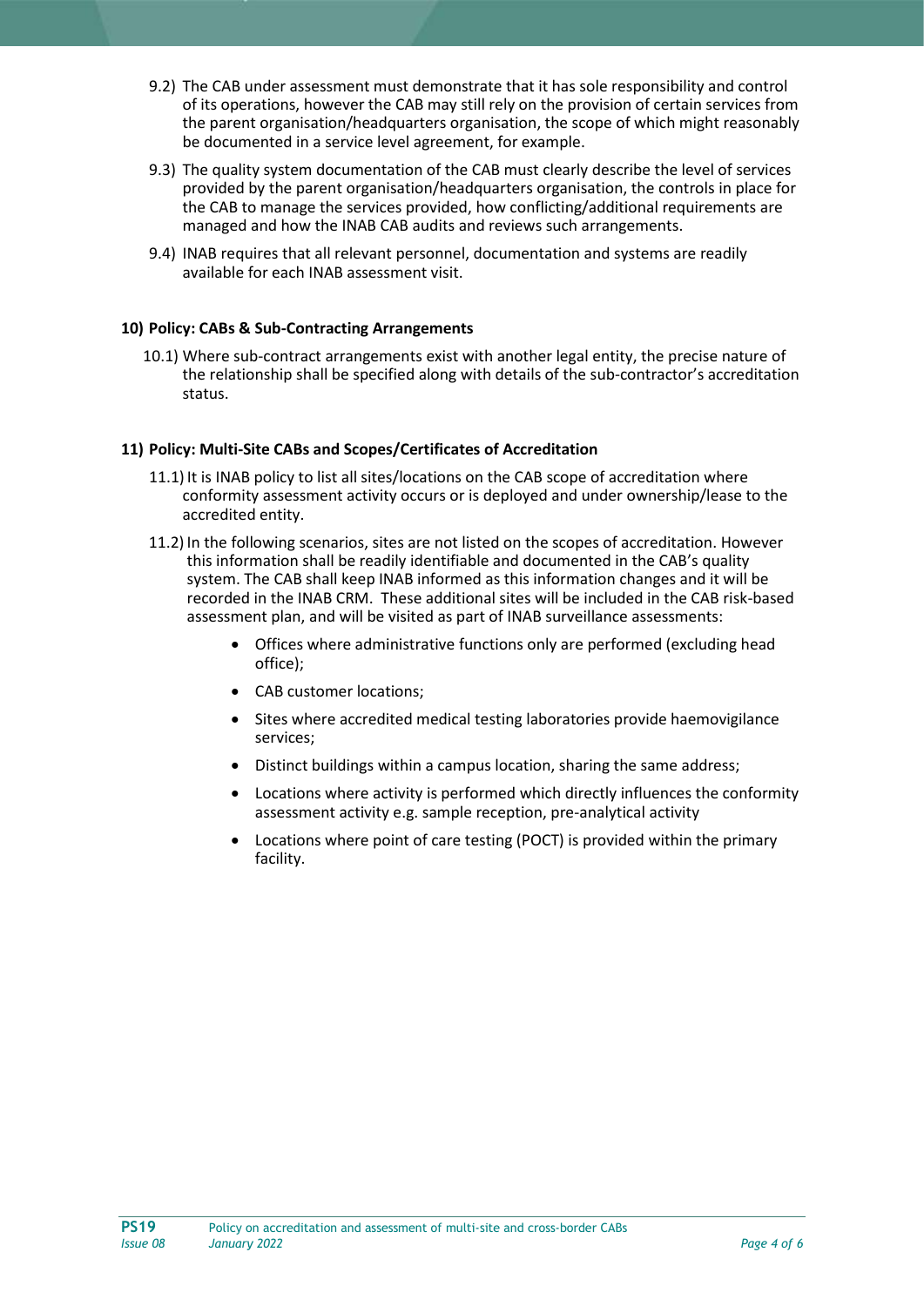9.2) The CAB under assessment must demonstrate that it has sole responsibility and control of its operations, however the CAB may still rely on the provision of certain services from the parent organisation/headquarters organisation, the scope of which might reasonably be documented in a service level agreement, for example.

9.3) The quality system documentation of the CAB must clearly describe the level of services provided by the parent organisation/headquarters organisation, the controls in place for the CAB to manage the services provided, how conflicting/additional requirements are managed and how the INAB CAB audits and reviews such arrangements.

9.4) INAB requires that all relevant personnel, documentation and systems are readily available for each INAB assessment visit.

## 10) Policy: CABs & Sub-Contracting Arrangements

10.1) Where sub-contract arrangements exist with another legal entity, the precise nature of the relationship shall be specified along with details of the sub-contractor's accreditation status.

## 11) Policy: Multi-Site CABs and Scopes/Certificates of Accreditation

11.1) It is INAB policy to list all sites/locations on the CAB scope of accreditation where conformity assessment activity occurs or is deployed and under ownership/lease to the accredited entity.

11.2) In the following scenarios, sites are not listed on the scopes of accreditation. However this information shall be readily identifiable and documented in the CAB's quality system. The CAB shall keep INAB informed as this information changes and it will be recorded in the INAB CRM. These additional sites will be included in the CAB risk-based assessment plan, and will be visited as part of INAB surveillance assessments:

- Offices where administrative functions only are performed (excluding head office);
- CAB customer locations;
- Sites where accredited medical testing laboratories provide haemovigilance services;
- Distinct buildings within a campus location, sharing the same address;
- Locations where activity is performed which directly influences the conformity assessment activity e.g. sample reception, pre-analytical activity
- Locations where point of care testing (POCT) is provided within the primary facility.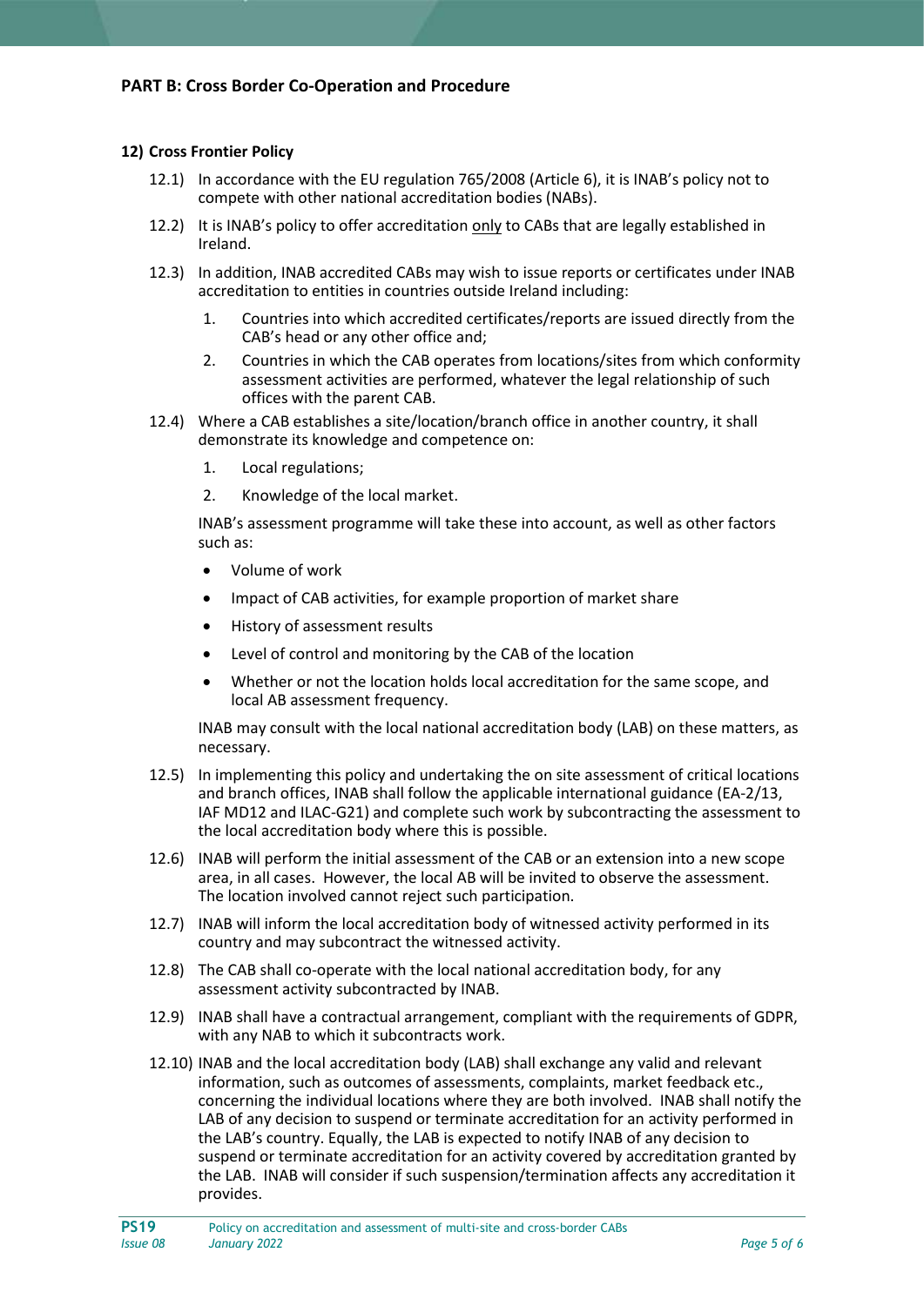## PART B: Cross Border Co-Operation and Procedure

### 12) Cross Frontier Policy

12.1) In accordance with the EU regulation 765/2008 (Article 6), it is INAB's policy not to compete with other national accreditation bodies (NABs).

12.2) It is INAB's policy to offer accreditation only to CABs that are legally established in Ireland.

12.3) In addition, INAB accredited CABs may wish to issue reports or certificates under INAB accreditation to entities in countries outside Ireland including:

1. Countries into which accredited certificates/reports are issued directly from the CAB's head or any other office and;
2. Countries in which the CAB operates from locations/sites from which conformity assessment activities are performed, whatever the legal relationship of such offices with the parent CAB.

12.4) Where a CAB establishes a site/location/branch office in another country, it shall demonstrate its knowledge and competence on:

1. Local regulations;
2. Knowledge of the local market.

INAB's assessment programme will take these into account, as well as other factors such as:

- Volume of work
- Impact of CAB activities, for example proportion of market share
- History of assessment results
- Level of control and monitoring by the CAB of the location
- Whether or not the location holds local accreditation for the same scope, and local AB assessment frequency.

INAB may consult with the local national accreditation body (LAB) on these matters, as necessary.

12.5) In implementing this policy and undertaking the on site assessment of critical locations and branch offices, INAB shall follow the applicable international guidance (EA-2/13, IAF MD12 and ILAC-G21) and complete such work by subcontracting the assessment to the local accreditation body where this is possible.

12.6) INAB will perform the initial assessment of the CAB or an extension into a new scope area, in all cases. However, the local AB will be invited to observe the assessment. The location involved cannot reject such participation.

12.7) INAB will inform the local accreditation body of witnessed activity performed in its country and may subcontract the witnessed activity.

12.8) The CAB shall co-operate with the local national accreditation body, for any assessment activity subcontracted by INAB.

12.9) INAB shall have a contractual arrangement, compliant with the requirements of GDPR, with any NAB to which it subcontracts work.

12.10) INAB and the local accreditation body (LAB) shall exchange any valid and relevant information, such as outcomes of assessments, complaints, market feedback etc., concerning the individual locations where they are both involved. INAB shall notify the LAB of any decision to suspend or terminate accreditation for an activity performed in the LAB's country. Equally, the LAB is expected to notify INAB of any decision to suspend or terminate accreditation for an activity covered by accreditation granted by the LAB. INAB will consider if such suspension/termination affects any accreditation it provides.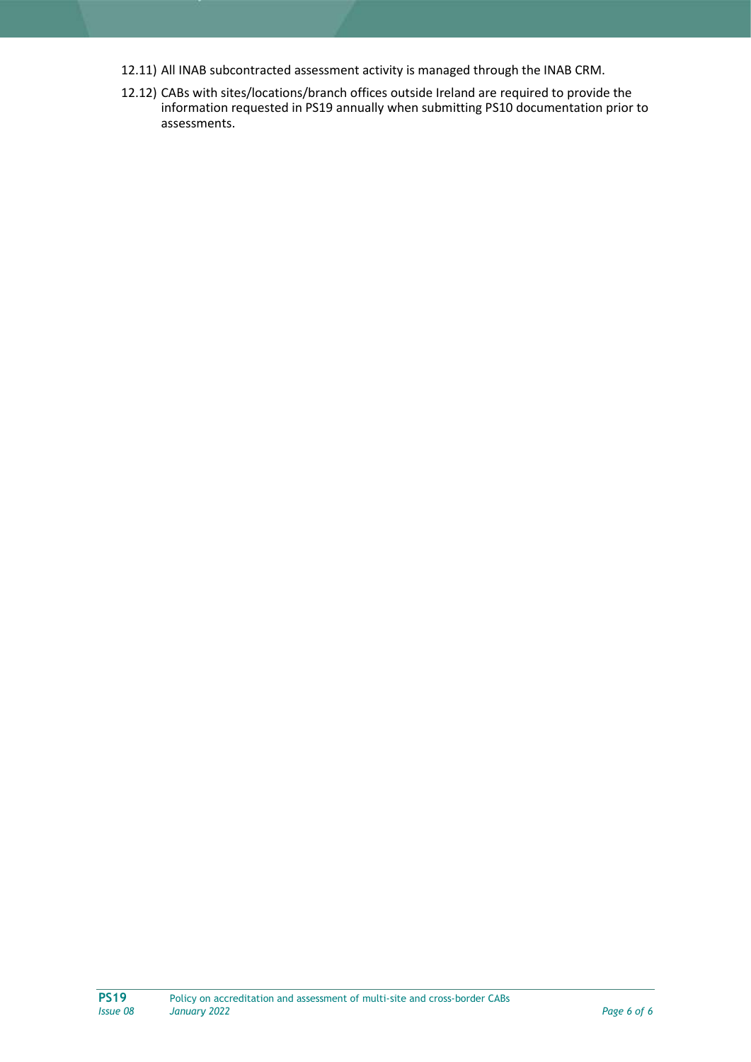12.11) All INAB subcontracted assessment activity is managed through the INAB CRM.

12.12) CABs with sites/locations/branch offices outside Ireland are required to provide the information requested in PS19 annually when submitting PS10 documentation prior to assessments.